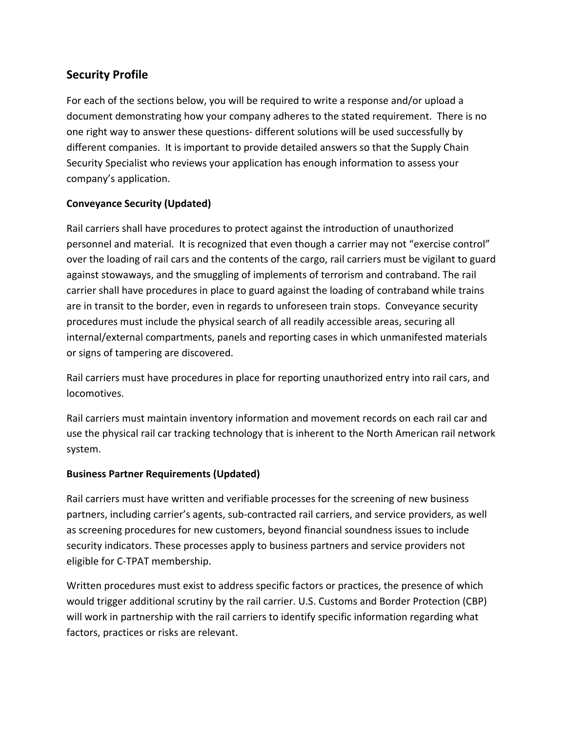## Security Profile

For each of the sections below, you will be required to write a response and/or upload a document demonstrating how your company adheres to the stated requirement. There is no one right way to answer these questions- different solutions will be used successfully by different companies. It is important to provide detailed answers so that the Supply Chain Security Specialist who reviews your application has enough information to assess your company's application.

### Conveyance Security (Updated)

Rail carriers shall have procedures to protect against the introduction of unauthorized personnel and material. It is recognized that even though a carrier may not "exercise control" over the loading of rail cars and the contents of the cargo, rail carriers must be vigilant to guard against stowaways, and the smuggling of implements of terrorism and contraband. The rail carrier shall have procedures in place to guard against the loading of contraband while trains are in transit to the border, even in regards to unforeseen train stops. Conveyance security procedures must include the physical search of all readily accessible areas, securing all internal/external compartments, panels and reporting cases in which unmanifested materials or signs of tampering are discovered.

Rail carriers must have procedures in place for reporting unauthorized entry into rail cars, and locomotives.

Rail carriers must maintain inventory information and movement records on each rail car and use the physical rail car tracking technology that is inherent to the North American rail network system.

### Business Partner Requirements (Updated)

Rail carriers must have written and verifiable processes for the screening of new business partners, including carrier's agents, sub-contracted rail carriers, and service providers, as well as screening procedures for new customers, beyond financial soundness issues to include security indicators. These processes apply to business partners and service providers not eligible for C-TPAT membership.

Written procedures must exist to address specific factors or practices, the presence of which would trigger additional scrutiny by the rail carrier. U.S. Customs and Border Protection (CBP) will work in partnership with the rail carriers to identify specific information regarding what factors, practices or risks are relevant.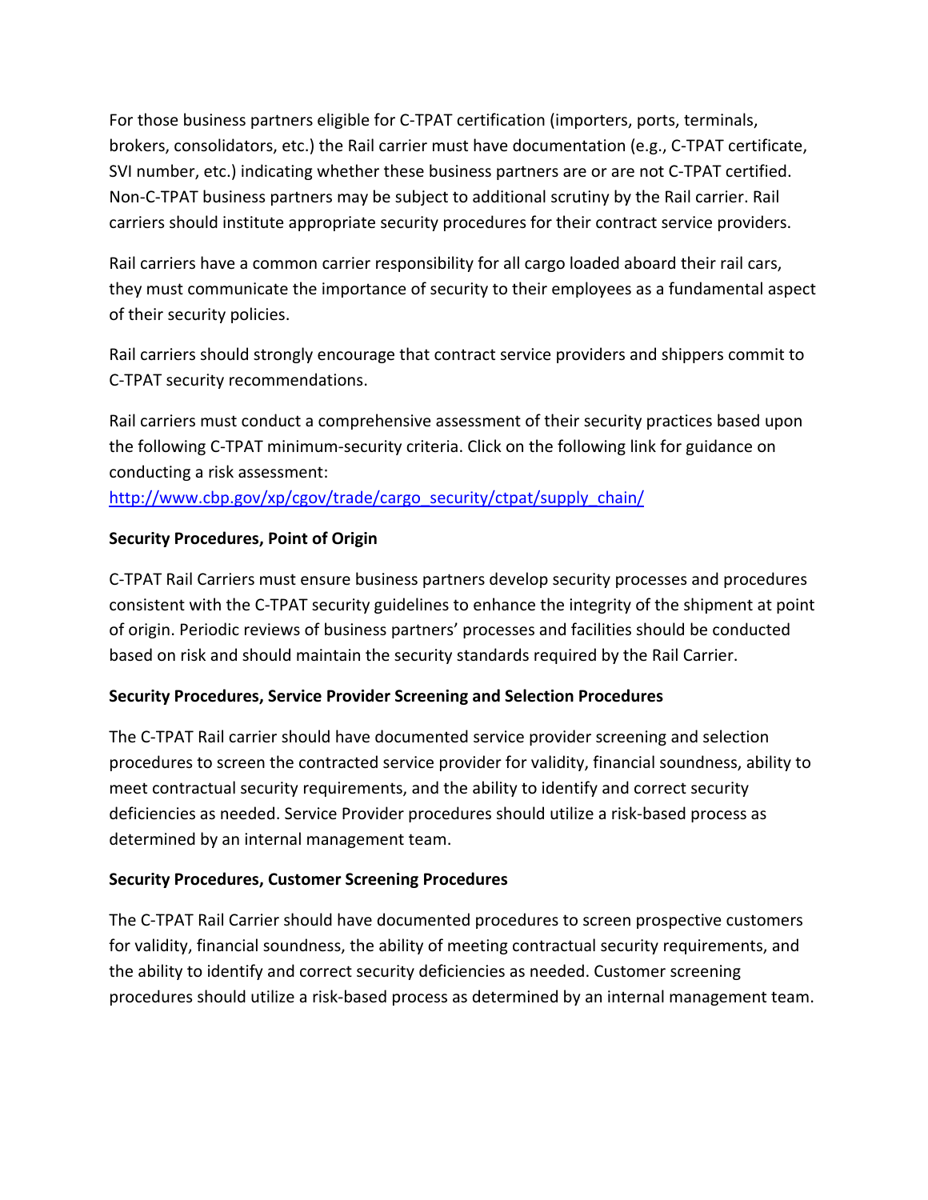For those business partners eligible for C-TPAT certification (importers, ports, terminals, brokers, consolidators, etc.) the Rail carrier must have documentation (e.g., C-TPAT certificate, SVI number, etc.) indicating whether these business partners are or are not C-TPAT certified. Non-C-TPAT business partners may be subject to additional scrutiny by the Rail carrier. Rail carriers should institute appropriate security procedures for their contract service providers.

Rail carriers have a common carrier responsibility for all cargo loaded aboard their rail cars, they must communicate the importance of security to their employees as a fundamental aspect of their security policies.

Rail carriers should strongly encourage that contract service providers and shippers commit to C-TPAT security recommendations.

Rail carriers must conduct a comprehensive assessment of their security practices based upon the following C-TPAT minimum-security criteria. Click on the following link for guidance on conducting a risk assessment:
[http://www.cbp.gov/xp/cgov/trade/cargo_security/ctpat/supply_chain/](http://www.cbp.gov/xp/cgov/trade/cargo_security/ctpat/supply_chain/)

**Security Procedures, Point of Origin**

C-TPAT Rail Carriers must ensure business partners develop security processes and procedures consistent with the C-TPAT security guidelines to enhance the integrity of the shipment at point of origin. Periodic reviews of business partners' processes and facilities should be conducted based on risk and should maintain the security standards required by the Rail Carrier.

**Security Procedures, Service Provider Screening and Selection Procedures**

The C-TPAT Rail carrier should have documented service provider screening and selection procedures to screen the contracted service provider for validity, financial soundness, ability to meet contractual security requirements, and the ability to identify and correct security deficiencies as needed. Service Provider procedures should utilize a risk-based process as determined by an internal management team.

**Security Procedures, Customer Screening Procedures**

The C-TPAT Rail Carrier should have documented procedures to screen prospective customers for validity, financial soundness, the ability of meeting contractual security requirements, and the ability to identify and correct security deficiencies as needed. Customer screening procedures should utilize a risk-based process as determined by an internal management team.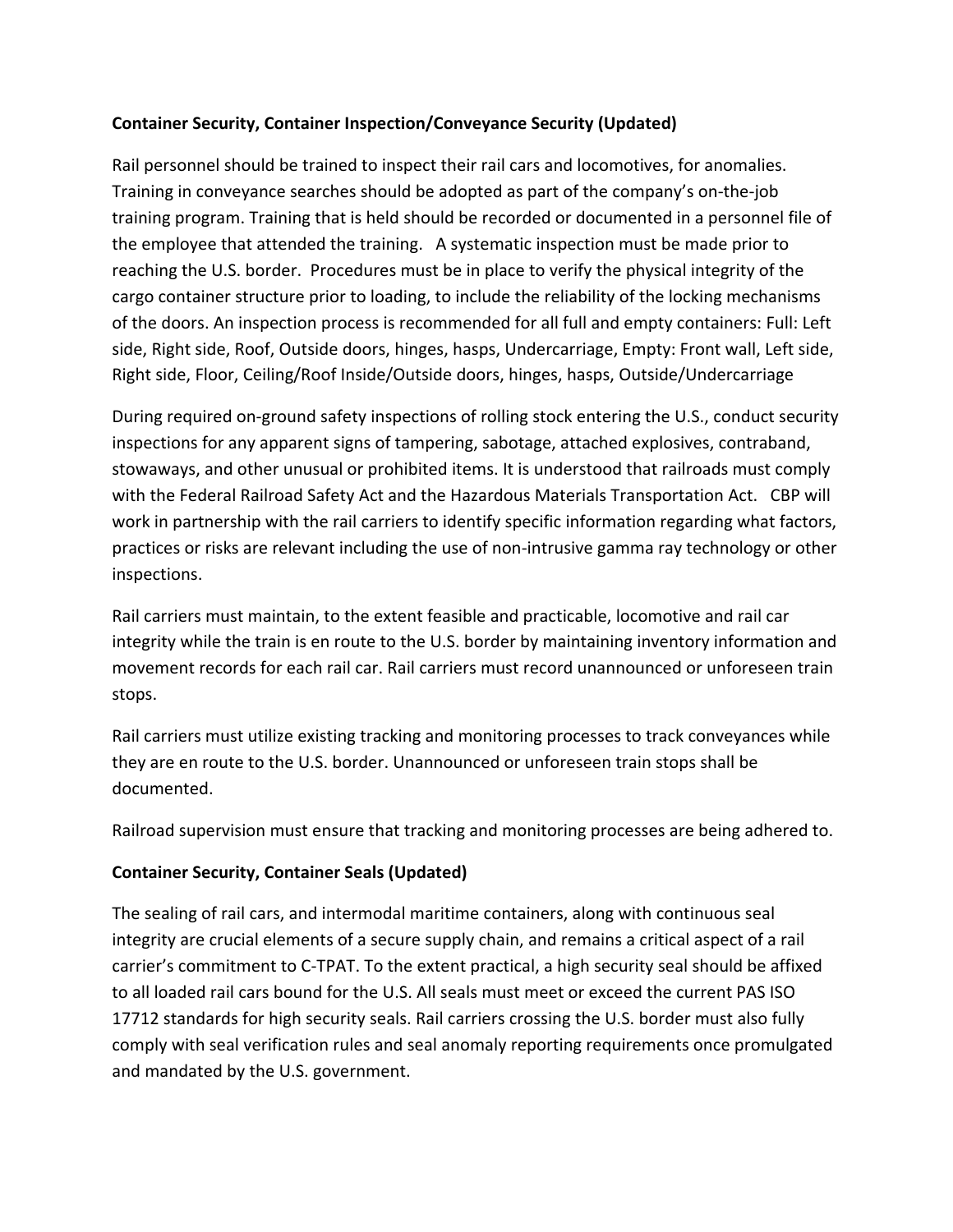**Container Security, Container Inspection/Conveyance Security (Updated)**

Rail personnel should be trained to inspect their rail cars and locomotives, for anomalies. Training in conveyance searches should be adopted as part of the company's on-the-job training program. Training that is held should be recorded or documented in a personnel file of the employee that attended the training. A systematic inspection must be made prior to reaching the U.S. border. Procedures must be in place to verify the physical integrity of the cargo container structure prior to loading, to include the reliability of the locking mechanisms of the doors. An inspection process is recommended for all full and empty containers: Full: Left side, Right side, Roof, Outside doors, hinges, hasps, Undercarriage, Empty: Front wall, Left side, Right side, Floor, Ceiling/Roof Inside/Outside doors, hinges, hasps, Outside/Undercarriage

During required on-ground safety inspections of rolling stock entering the U.S., conduct security inspections for any apparent signs of tampering, sabotage, attached explosives, contraband, stowaways, and other unusual or prohibited items. It is understood that railroads must comply with the Federal Railroad Safety Act and the Hazardous Materials Transportation Act. CBP will work in partnership with the rail carriers to identify specific information regarding what factors, practices or risks are relevant including the use of non-intrusive gamma ray technology or other inspections.

Rail carriers must maintain, to the extent feasible and practicable, locomotive and rail car integrity while the train is en route to the U.S. border by maintaining inventory information and movement records for each rail car. Rail carriers must record unannounced or unforeseen train stops.

Rail carriers must utilize existing tracking and monitoring processes to track conveyances while they are en route to the U.S. border. Unannounced or unforeseen train stops shall be documented.

Railroad supervision must ensure that tracking and monitoring processes are being adhered to.

**Container Security, Container Seals (Updated)**

The sealing of rail cars, and intermodal maritime containers, along with continuous seal integrity are crucial elements of a secure supply chain, and remains a critical aspect of a rail carrier's commitment to C-TPAT. To the extent practical, a high security seal should be affixed to all loaded rail cars bound for the U.S. All seals must meet or exceed the current PAS ISO 17712 standards for high security seals. Rail carriers crossing the U.S. border must also fully comply with seal verification rules and seal anomaly reporting requirements once promulgated and mandated by the U.S. government.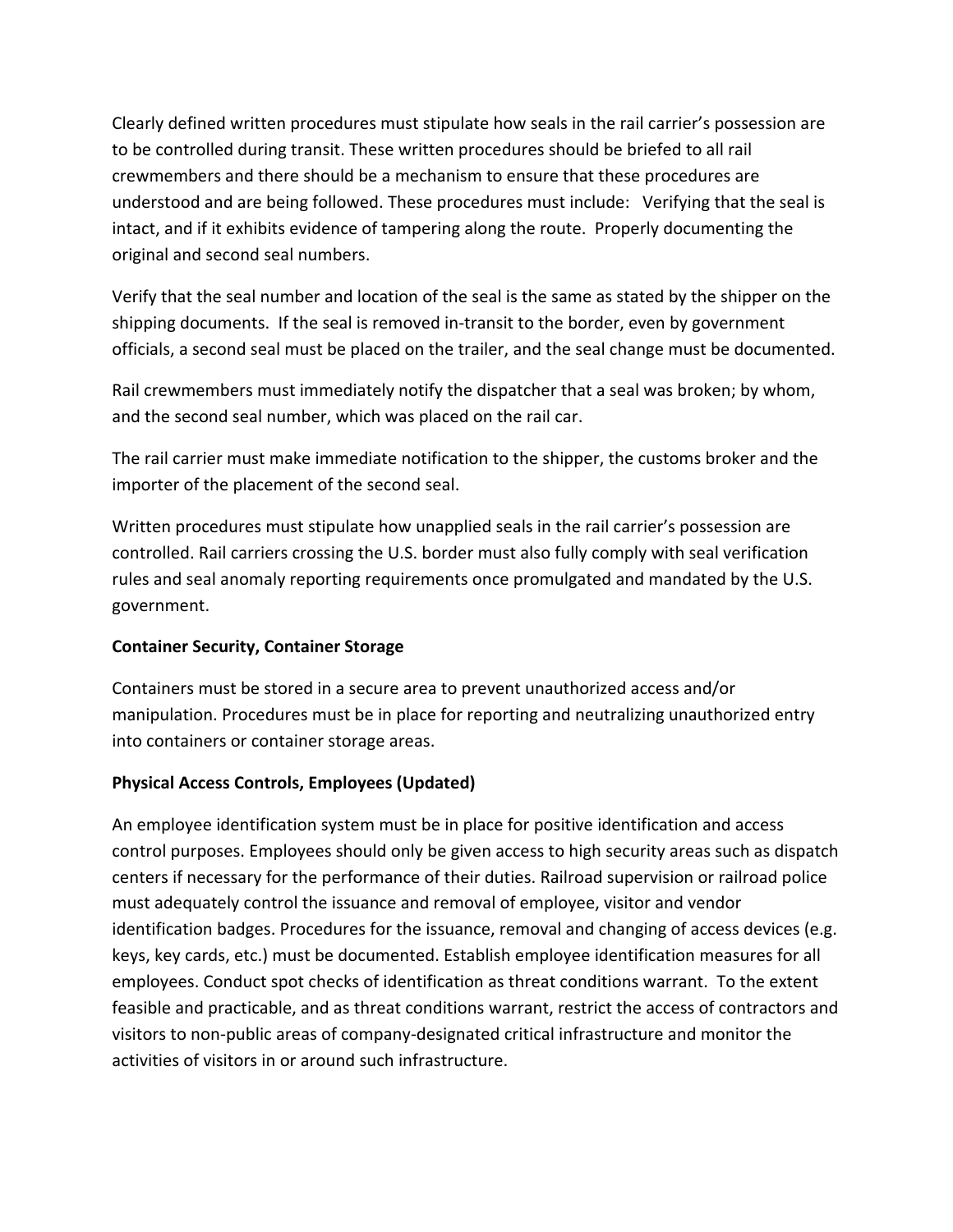Clearly defined written procedures must stipulate how seals in the rail carrier's possession are to be controlled during transit. These written procedures should be briefed to all rail crewmembers and there should be a mechanism to ensure that these procedures are understood and are being followed. These procedures must include: Verifying that the seal is intact, and if it exhibits evidence of tampering along the route. Properly documenting the original and second seal numbers.

Verify that the seal number and location of the seal is the same as stated by the shipper on the shipping documents. If the seal is removed in-transit to the border, even by government officials, a second seal must be placed on the trailer, and the seal change must be documented.

Rail crewmembers must immediately notify the dispatcher that a seal was broken; by whom, and the second seal number, which was placed on the rail car.

The rail carrier must make immediate notification to the shipper, the customs broker and the importer of the placement of the second seal.

Written procedures must stipulate how unapplied seals in the rail carrier's possession are controlled. Rail carriers crossing the U.S. border must also fully comply with seal verification rules and seal anomaly reporting requirements once promulgated and mandated by the U.S. government.

**Container Security, Container Storage**

Containers must be stored in a secure area to prevent unauthorized access and/or manipulation. Procedures must be in place for reporting and neutralizing unauthorized entry into containers or container storage areas.

**Physical Access Controls, Employees (Updated)**

An employee identification system must be in place for positive identification and access control purposes. Employees should only be given access to high security areas such as dispatch centers if necessary for the performance of their duties. Railroad supervision or railroad police must adequately control the issuance and removal of employee, visitor and vendor identification badges. Procedures for the issuance, removal and changing of access devices (e.g. keys, key cards, etc.) must be documented. Establish employee identification measures for all employees. Conduct spot checks of identification as threat conditions warrant. To the extent feasible and practicable, and as threat conditions warrant, restrict the access of contractors and visitors to non-public areas of company-designated critical infrastructure and monitor the activities of visitors in or around such infrastructure.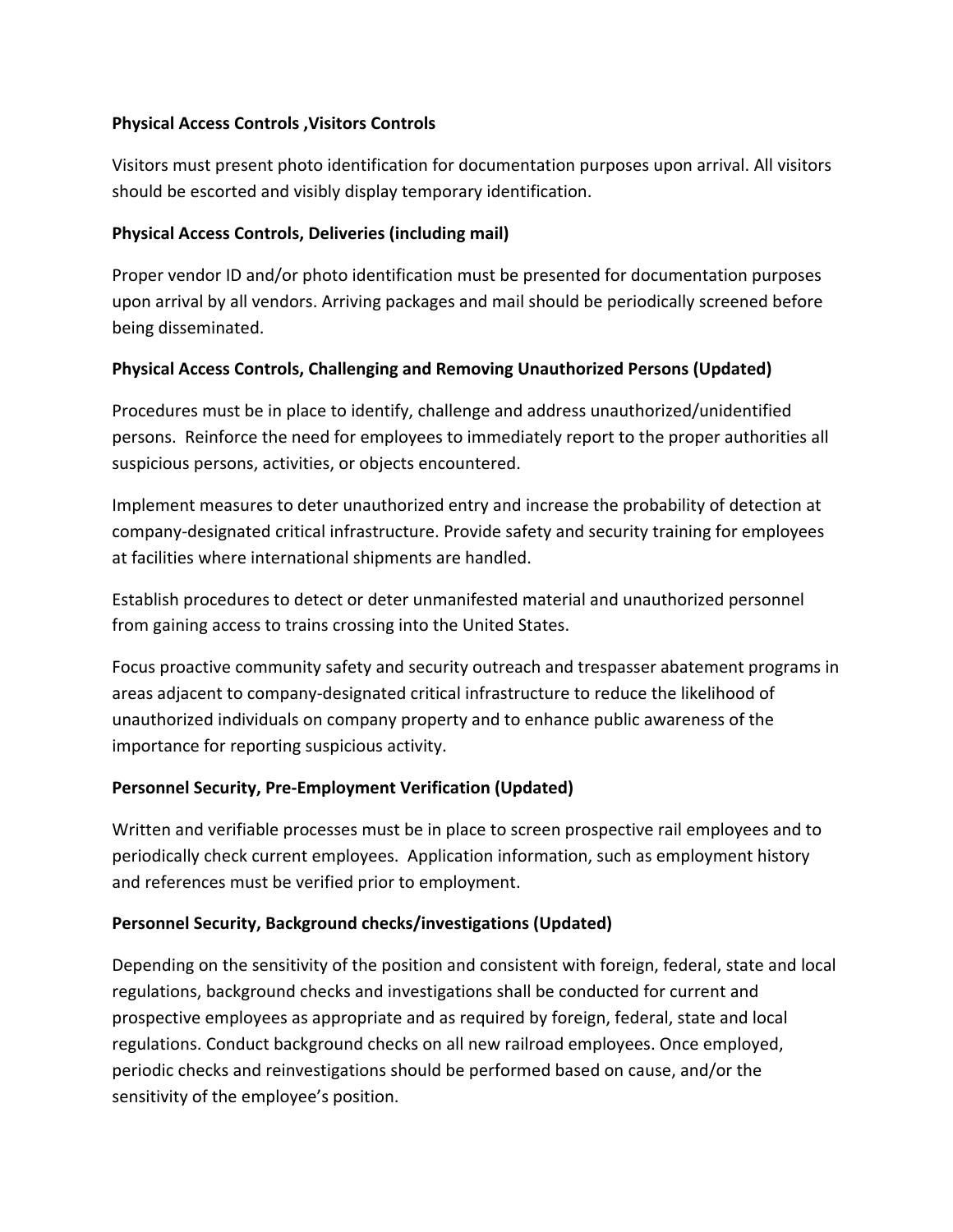**Physical Access Controls ,Visitors Controls**

Visitors must present photo identification for documentation purposes upon arrival. All visitors should be escorted and visibly display temporary identification.

**Physical Access Controls, Deliveries (including mail)**

Proper vendor ID and/or photo identification must be presented for documentation purposes upon arrival by all vendors. Arriving packages and mail should be periodically screened before being disseminated.

**Physical Access Controls, Challenging and Removing Unauthorized Persons (Updated)**

Procedures must be in place to identify, challenge and address unauthorized/unidentified persons. Reinforce the need for employees to immediately report to the proper authorities all suspicious persons, activities, or objects encountered.

Implement measures to deter unauthorized entry and increase the probability of detection at company-designated critical infrastructure. Provide safety and security training for employees at facilities where international shipments are handled.

Establish procedures to detect or deter unmanifested material and unauthorized personnel from gaining access to trains crossing into the United States.

Focus proactive community safety and security outreach and trespasser abatement programs in areas adjacent to company-designated critical infrastructure to reduce the likelihood of unauthorized individuals on company property and to enhance public awareness of the importance for reporting suspicious activity.

**Personnel Security, Pre-Employment Verification (Updated)**

Written and verifiable processes must be in place to screen prospective rail employees and to periodically check current employees. Application information, such as employment history and references must be verified prior to employment.

**Personnel Security, Background checks/investigations (Updated)**

Depending on the sensitivity of the position and consistent with foreign, federal, state and local regulations, background checks and investigations shall be conducted for current and prospective employees as appropriate and as required by foreign, federal, state and local regulations. Conduct background checks on all new railroad employees. Once employed, periodic checks and reinvestigations should be performed based on cause, and/or the sensitivity of the employee's position.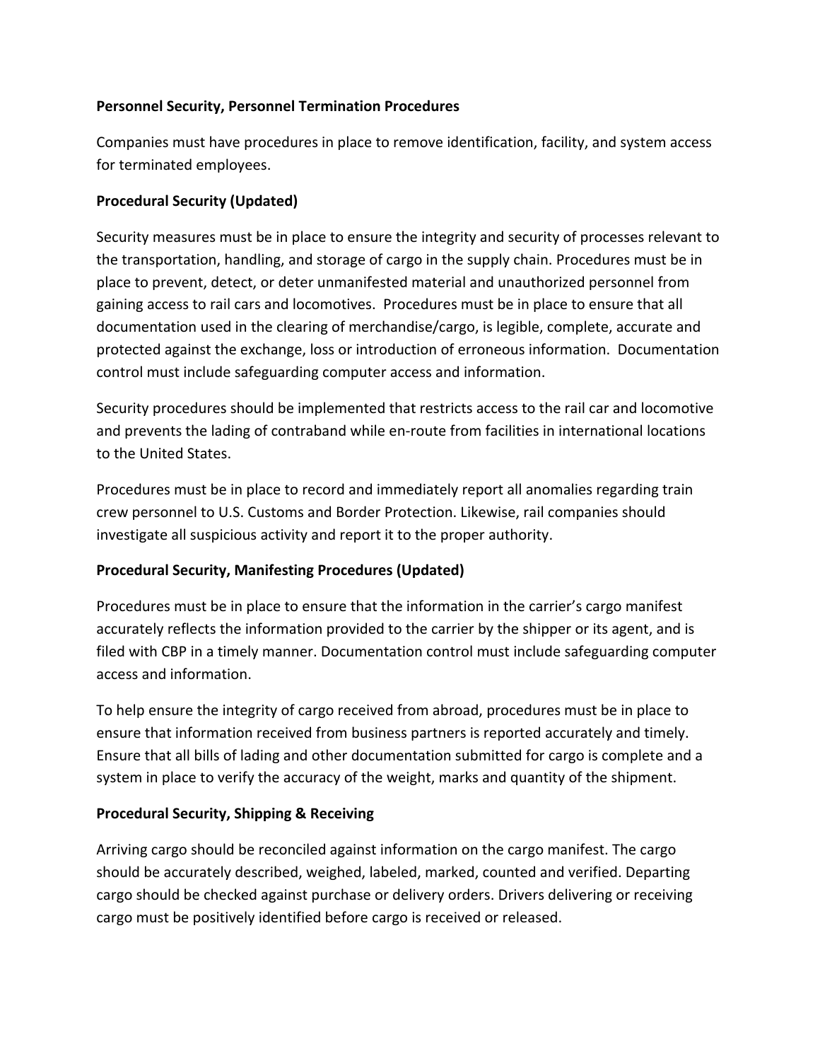**Personnel Security, Personnel Termination Procedures**

Companies must have procedures in place to remove identification, facility, and system access for terminated employees.

**Procedural Security (Updated)**

Security measures must be in place to ensure the integrity and security of processes relevant to the transportation, handling, and storage of cargo in the supply chain. Procedures must be in place to prevent, detect, or deter unmanifested material and unauthorized personnel from gaining access to rail cars and locomotives. Procedures must be in place to ensure that all documentation used in the clearing of merchandise/cargo, is legible, complete, accurate and protected against the exchange, loss or introduction of erroneous information. Documentation control must include safeguarding computer access and information.

Security procedures should be implemented that restricts access to the rail car and locomotive and prevents the lading of contraband while en-route from facilities in international locations to the United States.

Procedures must be in place to record and immediately report all anomalies regarding train crew personnel to U.S. Customs and Border Protection. Likewise, rail companies should investigate all suspicious activity and report it to the proper authority.

**Procedural Security, Manifesting Procedures (Updated)**

Procedures must be in place to ensure that the information in the carrier's cargo manifest accurately reflects the information provided to the carrier by the shipper or its agent, and is filed with CBP in a timely manner. Documentation control must include safeguarding computer access and information.

To help ensure the integrity of cargo received from abroad, procedures must be in place to ensure that information received from business partners is reported accurately and timely. Ensure that all bills of lading and other documentation submitted for cargo is complete and a system in place to verify the accuracy of the weight, marks and quantity of the shipment.

**Procedural Security, Shipping & Receiving**

Arriving cargo should be reconciled against information on the cargo manifest. The cargo should be accurately described, weighed, labeled, marked, counted and verified. Departing cargo should be checked against purchase or delivery orders. Drivers delivering or receiving cargo must be positively identified before cargo is received or released.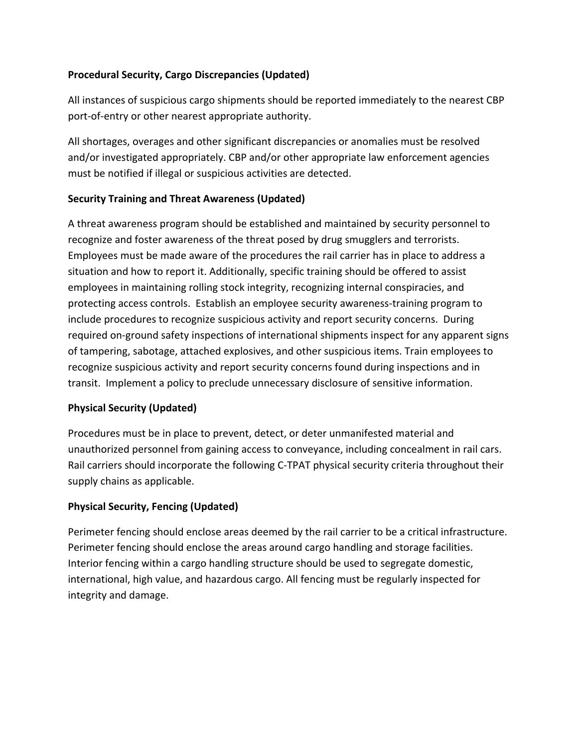**Procedural Security, Cargo Discrepancies (Updated)**

All instances of suspicious cargo shipments should be reported immediately to the nearest CBP port-of-entry or other nearest appropriate authority.

All shortages, overages and other significant discrepancies or anomalies must be resolved and/or investigated appropriately. CBP and/or other appropriate law enforcement agencies must be notified if illegal or suspicious activities are detected.

**Security Training and Threat Awareness (Updated)**

A threat awareness program should be established and maintained by security personnel to recognize and foster awareness of the threat posed by drug smugglers and terrorists. Employees must be made aware of the procedures the rail carrier has in place to address a situation and how to report it. Additionally, specific training should be offered to assist employees in maintaining rolling stock integrity, recognizing internal conspiracies, and protecting access controls. Establish an employee security awareness-training program to include procedures to recognize suspicious activity and report security concerns. During required on-ground safety inspections of international shipments inspect for any apparent signs of tampering, sabotage, attached explosives, and other suspicious items. Train employees to recognize suspicious activity and report security concerns found during inspections and in transit. Implement a policy to preclude unnecessary disclosure of sensitive information.

**Physical Security (Updated)**

Procedures must be in place to prevent, detect, or deter unmanifested material and unauthorized personnel from gaining access to conveyance, including concealment in rail cars. Rail carriers should incorporate the following C-TPAT physical security criteria throughout their supply chains as applicable.

**Physical Security, Fencing (Updated)**

Perimeter fencing should enclose areas deemed by the rail carrier to be a critical infrastructure. Perimeter fencing should enclose the areas around cargo handling and storage facilities. Interior fencing within a cargo handling structure should be used to segregate domestic, international, high value, and hazardous cargo. All fencing must be regularly inspected for integrity and damage.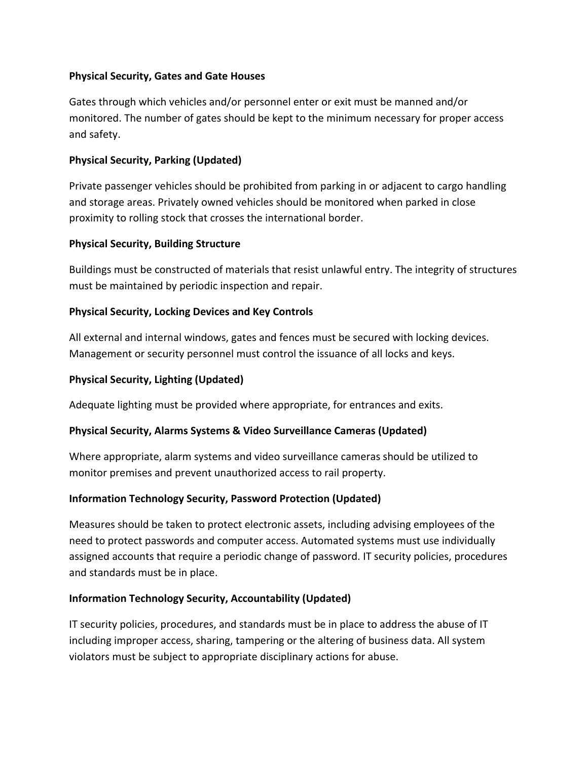**Physical Security, Gates and Gate Houses**

Gates through which vehicles and/or personnel enter or exit must be manned and/or monitored. The number of gates should be kept to the minimum necessary for proper access and safety.

**Physical Security, Parking (Updated)**

Private passenger vehicles should be prohibited from parking in or adjacent to cargo handling and storage areas. Privately owned vehicles should be monitored when parked in close proximity to rolling stock that crosses the international border.

**Physical Security, Building Structure**

Buildings must be constructed of materials that resist unlawful entry. The integrity of structures must be maintained by periodic inspection and repair.

**Physical Security, Locking Devices and Key Controls**

All external and internal windows, gates and fences must be secured with locking devices. Management or security personnel must control the issuance of all locks and keys.

**Physical Security, Lighting (Updated)**

Adequate lighting must be provided where appropriate, for entrances and exits.

**Physical Security, Alarms Systems & Video Surveillance Cameras (Updated)**

Where appropriate, alarm systems and video surveillance cameras should be utilized to monitor premises and prevent unauthorized access to rail property.

**Information Technology Security, Password Protection (Updated)**

Measures should be taken to protect electronic assets, including advising employees of the need to protect passwords and computer access. Automated systems must use individually assigned accounts that require a periodic change of password. IT security policies, procedures and standards must be in place.

**Information Technology Security, Accountability (Updated)**

IT security policies, procedures, and standards must be in place to address the abuse of IT including improper access, sharing, tampering or the altering of business data. All system violators must be subject to appropriate disciplinary actions for abuse.